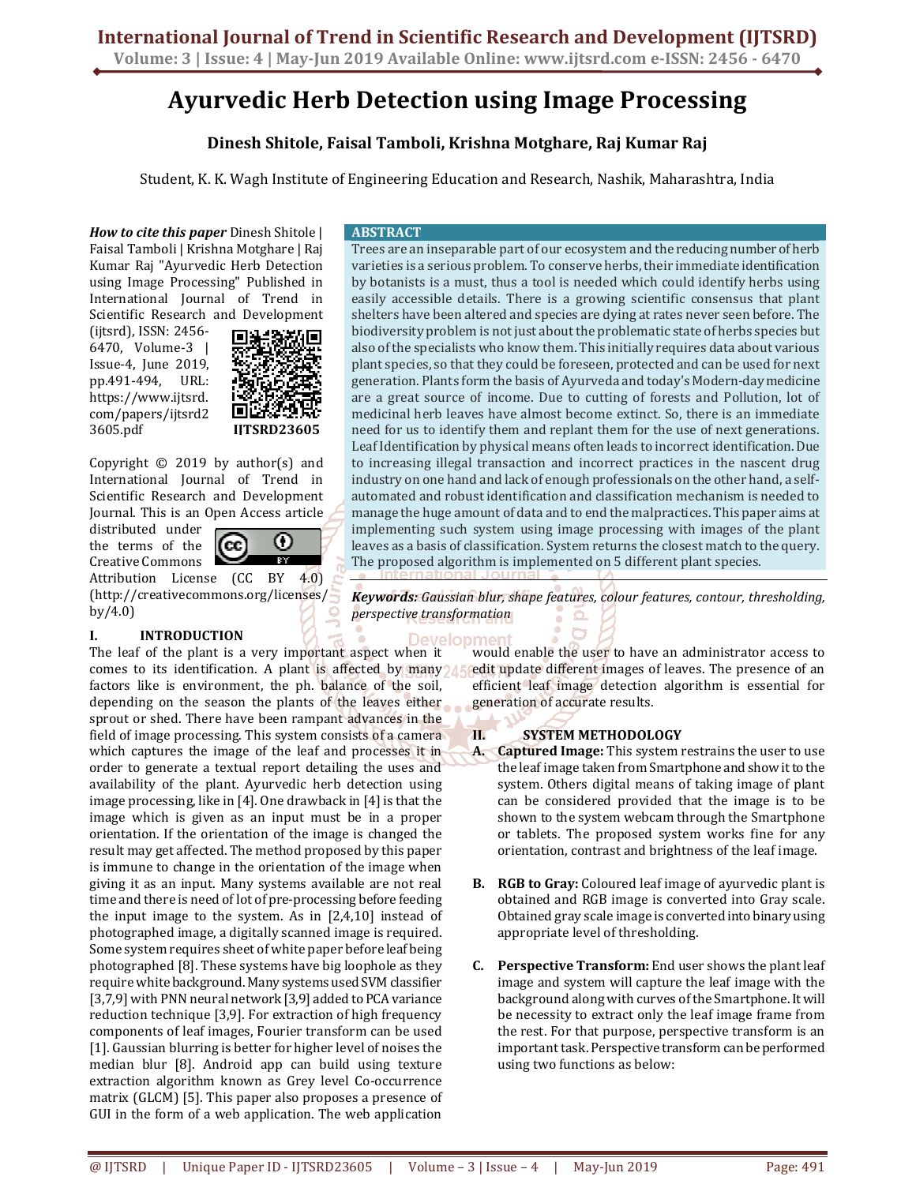# Ayurvedic Herb Detection using Image Processing

**Dinesh Shitole, Faisal Tamboli, Krishna Motghare, Raj Kumar Raj**

Student, K. K. Wagh Institute of Engineering Education and Research, Nashik, Maharashtra, India

***How to cite this paper*** Dinesh Shitole | Faisal Tamboli | Krishna Motghare | Raj Kumar Raj "Ayurvedic Herb Detection using Image Processing" Published in International Journal of Trend in Scientific Research and Development (ijtsrd), ISSN: 2456-6470, Volume-3 | Issue-4, June 2019, pp.491-494, URL: https://www.ijtsrd.com/papers/ijtsrd23605.pdf

**IJTSRD23605**

Copyright © 2019 by author(s) and International Journal of Trend in Scientific Research and Development Journal. This is an Open Access article distributed under the terms of the Creative Commons Attribution License (CC BY 4.0) (http://creativecommons.org/licenses/by/4.0)

## ABSTRACT

Trees are an inseparable part of our ecosystem and the reducing number of herb varieties is a serious problem. To conserve herbs, their immediate identification by botanists is a must, thus a tool is needed which could identify herbs using easily accessible details. There is a growing scientific consensus that plant shelters have been altered and species are dying at rates never seen before. The biodiversity problem is not just about the problematic state of herbs species but also of the specialists who know them. This initially requires data about various plant species, so that they could be foreseen, protected and can be used for next generation. Plants form the basis of Ayurveda and today's Modern-day medicine are a great source of income. Due to cutting of forests and Pollution, lot of medicinal herb leaves have almost become extinct. So, there is an immediate need for us to identify them and replant them for the use of next generations. Leaf Identification by physical means often leads to incorrect identification. Due to increasing illegal transaction and incorrect practices in the nascent drug industry on one hand and lack of enough professionals on the other hand, a self-automated and robust identification and classification mechanism is needed to manage the huge amount of data and to end the malpractices. This paper aims at implementing such system using image processing with images of the plant leaves as a basis of classification. System returns the closest match to the query. The proposed algorithm is implemented on 5 different plant species.

***Keywords:*** *Gaussian blur, shape features, colour features, contour, thresholding, perspective transformation*

## I. INTRODUCTION

The leaf of the plant is a very important aspect when it comes to its identification. A plant is affected by many factors like is environment, the ph. balance of the soil, depending on the season the plants of the leaves either sprout or shed. There have been rampant advances in the field of image processing. This system consists of a camera which captures the image of the leaf and processes it in order to generate a textual report detailing the uses and availability of the plant. Ayurvedic herb detection using image processing, like in [4]. One drawback in [4] is that the image which is given as an input must be in a proper orientation. If the orientation of the image is changed the result may get affected. The method proposed by this paper is immune to change in the orientation of the image when giving it as an input. Many systems available are not real time and there is need of lot of pre-processing before feeding the input image to the system. As in [2,4,10] instead of photographed image, a digitally scanned image is required. Some system requires sheet of white paper before leaf being photographed [8]. These systems have big loophole as they require white background. Many systems used SVM classifier [3,7,9] with PNN neural network [3,9] added to PCA variance reduction technique [3,9]. For extraction of high frequency components of leaf images, Fourier transform can be used [1]. Gaussian blurring is better for higher level of noises the median blur [8]. Android app can build using texture extraction algorithm known as Grey level Co-occurrence matrix (GLCM) [5]. This paper also proposes a presence of GUI in the form of a web application. The web application would enable the user to have an administrator access to edit update different images of leaves. The presence of an efficient leaf image detection algorithm is essential for generation of accurate results.

## II. SYSTEM METHODOLOGY

A. **Captured Image:** This system restrains the user to use the leaf image taken from Smartphone and show it to the system. Others digital means of taking image of plant can be considered provided that the image is to be shown to the system webcam through the Smartphone or tablets. The proposed system works fine for any orientation, contrast and brightness of the leaf image.

B. **RGB to Gray:** Coloured leaf image of ayurvedic plant is obtained and RGB image is converted into Gray scale. Obtained gray scale image is converted into binary using appropriate level of thresholding.

C. **Perspective Transform:** End user shows the plant leaf image and system will capture the leaf image with the background along with curves of the Smartphone. It will be necessity to extract only the leaf image frame from the rest. For that purpose, perspective transform is an important task. Perspective transform can be performed using two functions as below: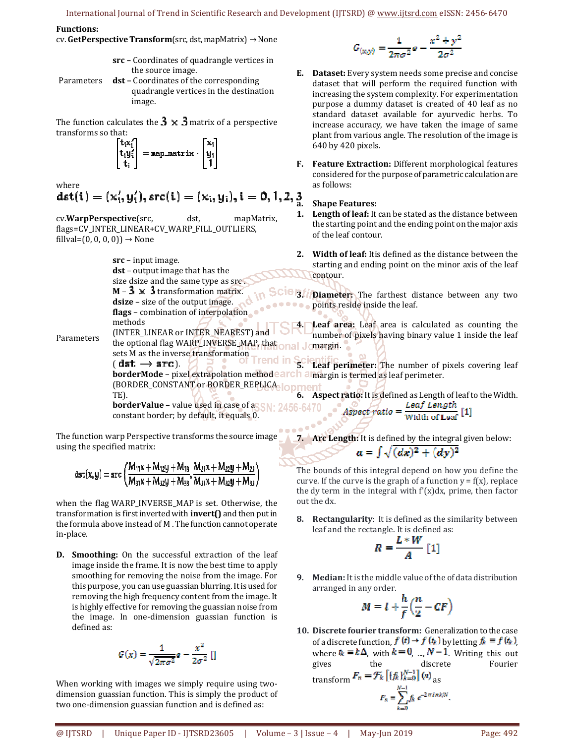**Functions:**

cv.**GetPerspectiveTransform**(src, dst, mapMatrix) → None

Parameters

**src –** Coordinates of quadrangle vertices in the source image.

**dst –** Coordinates of the corresponding quadrangle vertices in the destination image.

The function calculates the $3 \times 3$ matrix of a perspective transforms so that:

$$\begin{bmatrix} t_i x'_i \\ t_i y'_i \\ t_i \end{bmatrix} = \texttt{map\_matrix} \cdot \begin{bmatrix} x_i \\ y_i \\ 1 \end{bmatrix}$$

where

$$dst(i) = (x'_i, y'_i), src(i) = (x_i, y_i), i = 0, 1, 2, 3$$

cv.**WarpPerspective**(src, dst, mapMatrix, flags=CV_INTER_LINEAR+CV_WARP_FILL_OUTLIERS, fillval=(0, 0, 0, 0)) → None

Parameters

**src** – input image.

**dst** – output image that has the size dsize and the same type as src .

**M** – $3 \times 3$ transformation matrix.

**dsize** – size of the output image.

**flags** – combination of interpolation methods (INTER_LINEAR or INTER_NEAREST) and the optional flag WARP_INVERSE_MAP, that sets M as the inverse transformation ( $dst \rightarrow src$ ).

**borderMode** – pixel extrapolation method (BORDER_CONSTANT or BORDER_REPLICATE).

**borderValue** – value used in case of a constant border; by default, it equals 0.

The function warp Perspective transforms the source image using the specified matrix:

$$dst(x, y) = src\left(\frac{M_{11}x + M_{12}y + M_{13}}{M_{31}x + M_{32}y + M_{33}}, \frac{M_{21}x + M_{22}y + M_{23}}{M_{31}x + M_{32}y + M_{33}}\right)$$

when the flag WARP_INVERSE_MAP is set. Otherwise, the transformation is first inverted with **invert()** and then put in the formula above instead of M . The function cannot operate in-place.

**D. Smoothing:** On the successful extraction of the leaf image inside the frame. It is now the best time to apply smoothing for removing the noise from the image. For this purpose, you can use guassian blurring. It is used for removing the high frequency content from the image. It is highly effective for removing the guassian noise from the image. In one-dimension guassian function is defined as:

$$G(x) = \frac{1}{\sqrt{2\pi\sigma^2}} e - \frac{x^2}{2\sigma^2} []$$

When working with images we simply require using two-dimension guassian function. This is simply the product of two one-dimension guassian function and is defined as:

$$G_{(x,y)} = \frac{1}{2\pi\sigma^2} e - \frac{x^2 + y^2}{2\sigma^2}$$

**E. Dataset:** Every system needs some precise and concise dataset that will perform the required function with increasing the system complexity. For experimentation purpose a dummy dataset is created of 40 leaf as no standard dataset available for ayurvedic herbs. To increase accuracy, we have taken the image of same plant from various angle. The resolution of the image is 640 by 420 pixels.

**F. Feature Extraction:** Different morphological features considered for the purpose of parametric calculation are as follows:

**a. Shape Features:**

1. **Length of leaf:** It can be stated as the distance between the starting point and the ending point on the major axis of the leaf contour.
2. **Width of leaf:** It is defined as the distance between the starting and ending point on the minor axis of the leaf contour.
3. **Diameter:** The farthest distance between any two points reside inside the leaf.
4. **Leaf area:** Leaf area is calculated as counting the number of pixels having binary value 1 inside the leaf margin.
5. **Leaf perimeter:** The number of pixels covering leaf margin is termed as leaf perimeter.
6. **Aspect ratio:** It is defined as Length of leaf to the Width.

$$Aspect\ ratio = \frac{Leaf\ Length}{Width\ of\ Leaf}\ [1]$$

7. **Arc Length:** It is defined by the integral given below:

$$a = \int \sqrt{(dx)^2 + (dy)^2}$$

The bounds of this integral depend on how you define the curve. If the curve is the graph of a function y = f(x), replace the dy term in the integral with f'(x)dx, prime, then factor out the dx.

8. **Rectangularity**: It is defined as the similarity between leaf and the rectangle. It is defined as:

$$R = \frac{L * W}{A}\ [1]$$

9. **Median:** It is the middle value of the of data distribution arranged in any order.

$$M = l + \frac{h}{f}\left(\frac{n}{2} - CF\right)$$

10. **Discrete fourier transform:** Generalization to the case of a discrete function, $f(t) \rightarrow f(t_k)$ by letting $f_k \equiv f(t_k)$, where $t_k \equiv k\Delta$, with $k = 0, \ldots, N-1$. Writing this out gives the discrete Fourier transform $F_n = \mathcal{F}_k\left[\{f_k\}_{k=0}^{N-1}\right](n)$ as

$$F_n = \sum_{k=0}^{N-1} f_k\, e^{-2\pi i n k / N}.$$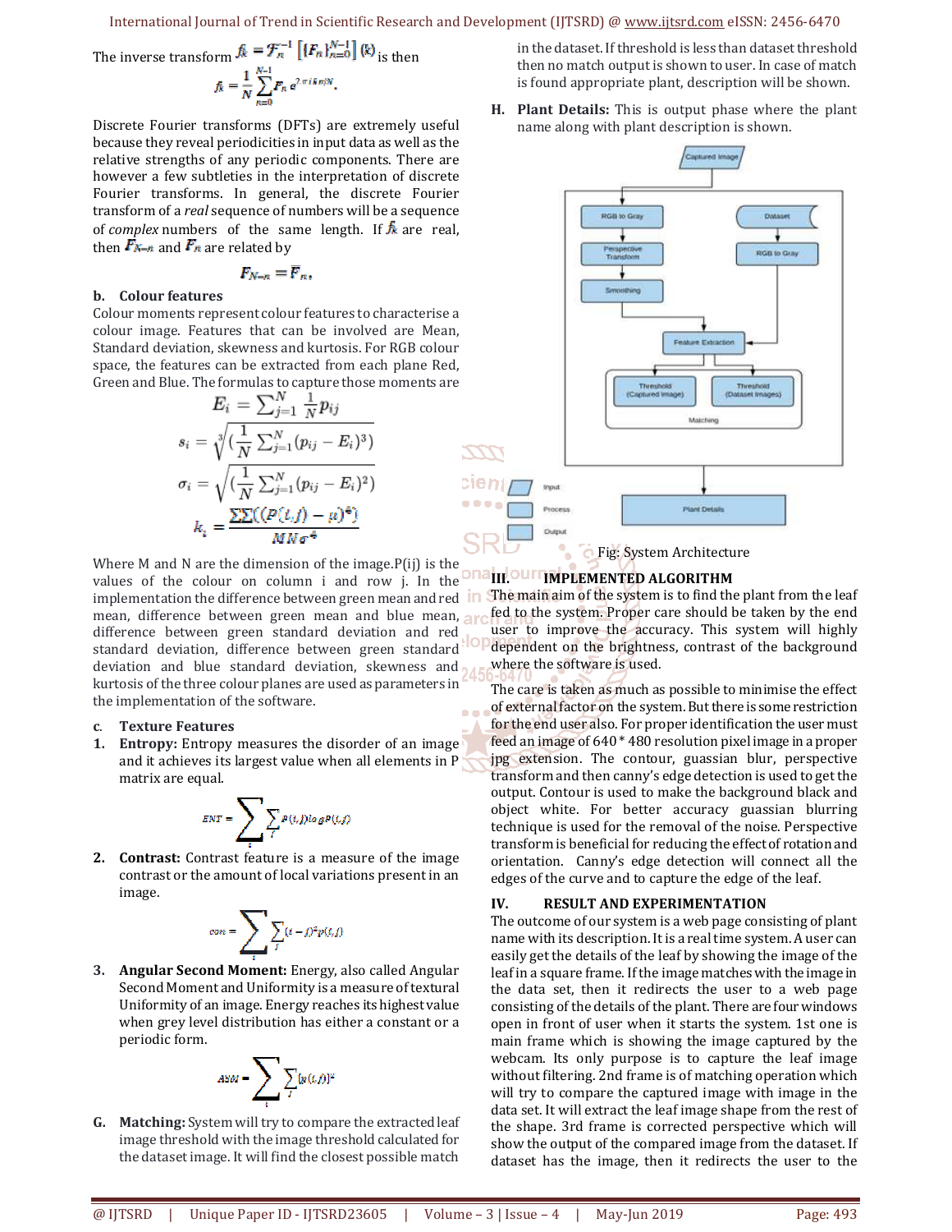The inverse transform $f_k = \mathcal{F}_n^{-1}\left[\{F_n\}_{n=0}^{N-1}\right](k)$ is then

$$f_k = \frac{1}{N}\sum_{n=0}^{N-1} F_n \, e^{2\pi i k n/N}.$$

Discrete Fourier transforms (DFTs) are extremely useful because they reveal periodicities in input data as well as the relative strengths of any periodic components. There are however a few subtleties in the interpretation of discrete Fourier transforms. In general, the discrete Fourier transform of a *real* sequence of numbers will be a sequence of *complex* numbers of the same length. If $f_k$ are real, then $F_{N-n}$ and $F_n$ are related by

$$F_{N-n} = \bar{F}_n,$$

**b. Colour features**

Colour moments represent colour features to characterise a colour image. Features that can be involved are Mean, Standard deviation, skewness and kurtosis. For RGB colour space, the features can be extracted from each plane Red, Green and Blue. The formulas to capture those moments are

$$E_i = \sum_{j=1}^{N} \frac{1}{N} p_{ij}$$

$$s_i = \sqrt[3]{\left(\frac{1}{N}\sum_{j=1}^{N}(p_{ij} - E_i)^3\right)}$$

$$\sigma_i = \sqrt{\left(\frac{1}{N}\sum_{j=1}^{N}(p_{ij} - E_i)^2\right)}$$

$$k_i = \frac{\sum\sum\left((P(i,j) - \mu)^4\right)}{MN\sigma^4}$$

Where M and N are the dimension of the image.P(ij) is the values of the colour on column i and row j. In the implementation the difference between green mean and red mean, difference between green mean and blue mean, difference between green standard deviation and red standard deviation, difference between green standard deviation and blue standard deviation, skewness and kurtosis of the three colour planes are used as parameters in the implementation of the software.

**c. Texture Features**

1. **Entropy:** Entropy measures the disorder of an image and it achieves its largest value when all elements in P matrix are equal.

$$ENT = \sum_i \sum_j P(i,j) \log P(i,j)$$

2. **Contrast:** Contrast feature is a measure of the image contrast or the amount of local variations present in an image.

$$con = \sum_i \sum_j (i-j)^2 P(i,j)$$

3. **Angular Second Moment:** Energy, also called Angular Second Moment and Uniformity is a measure of textural Uniformity of an image. Energy reaches its highest value when grey level distribution has either a constant or a periodic form.

$$ASM = \sum_i \sum_j [P(i,j)]^2$$

**G. Matching:** System will try to compare the extracted leaf image threshold with the image threshold calculated for the dataset image. It will find the closest possible match in the dataset. If threshold is less than dataset threshold then no match output is shown to user. In case of match is found appropriate plant, description will be shown.

**H. Plant Details:** This is output phase where the plant name along with plant description is shown.

Captured Image
RGB to Gray
Perspective Transform
Smoothing
Dataset
RGB to Gray
Feature Extraction
Threshold (Captured Image)
Threshold (Dataset Images)
Matching
Plant Details
Input
Process
Output

Fig: System Architecture

## III. IMPLEMENTED ALGORITHM

The main aim of the system is to find the plant from the leaf fed to the system. Proper care should be taken by the end user to improve the accuracy. This system will highly dependent on the brightness, contrast of the background where the software is used.

The care is taken as much as possible to minimise the effect of external factor on the system. But there is some restriction for the end user also. For proper identification the user must feed an image of 640 * 480 resolution pixel image in a proper jpg extension. The contour, guassian blur, perspective transform and then canny's edge detection is used to get the output. Contour is used to make the background black and object white. For better accuracy guassian blurring technique is used for the removal of the noise. Perspective transform is beneficial for reducing the effect of rotation and orientation. Canny's edge detection will connect all the edges of the curve and to capture the edge of the leaf.

## IV. RESULT AND EXPERIMENTATION

The outcome of our system is a web page consisting of plant name with its description. It is a real time system. A user can easily get the details of the leaf by showing the image of the leaf in a square frame. If the image matches with the image in the data set, then it redirects the user to a web page consisting of the details of the plant. There are four windows open in front of user when it starts the system. 1st one is main frame which is showing the image captured by the webcam. Its only purpose is to capture the leaf image without filtering. 2nd frame is of matching operation which will try to compare the captured image with image in the data set. It will extract the leaf image shape from the rest of the shape. 3rd frame is corrected perspective which will show the output of the compared image from the dataset. If dataset has the image, then it redirects the user to the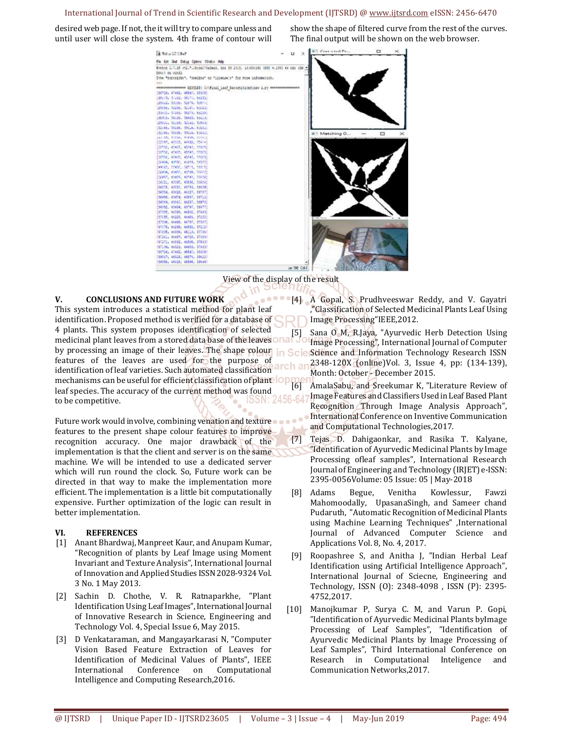desired web page. If not, the it will try to compare unless and until user will close the system. 4th frame of contour will show the shape of filtered curve from the rest of the curves. The final output will be shown on the web browser.

View of the display of the result

## V. CONCLUSIONS AND FUTURE WORK

This system introduces a statistical method for plant leaf identification. Proposed method is verified for a database of 4 plants. This system proposes identification of selected medicinal plant leaves from a stored data base of the leaves by processing an image of their leaves. The shape colour features of the leaves are used for the purpose of identification of leaf varieties. Such automated classification mechanisms can be useful for efficient classification of plant leaf species. The accuracy of the current method was found to be competitive.

Future work would involve, combining venation and texture features to the present shape colour features to improve recognition accuracy. One major drawback of the implementation is that the client and server is on the same machine. We will be intended to use a dedicated server which will run round the clock. So, Future work can be directed in that way to make the implementation more efficient. The implementation is a little bit computationally expensive. Further optimization of the logic can result in better implementation.

## VI. REFERENCES

[1] Anant Bhardwaj, Manpreet Kaur, and Anupam Kumar, "Recognition of plants by Leaf Image using Moment Invariant and Texture Analysis", International Journal of Innovation and Applied Studies ISSN 2028-9324 Vol. 3 No. 1 May 2013.

[2] Sachin D. Chothe, V. R. Ratnaparkhe, "Plant Identification Using Leaf Images", International Journal of Innovative Research in Science, Engineering and Technology Vol. 4, Special Issue 6, May 2015.

[3] D Venkataraman, and Mangayarkarasi N, "Computer Vision Based Feature Extraction of Leaves for Identification of Medicinal Values of Plants", IEEE International Conference on Computational Intelligence and Computing Research,2016.

[4] A Gopal, S. Prudhveeswar Reddy, and V. Gayatri ,"Classification of Selected Medicinal Plants Leaf Using Image Processing"IEEE,2012.

[5] Sana O M, R.Jaya, "Ayurvedic Herb Detection Using Image Processing", International Journal of Computer Science and Information Technology Research ISSN 2348-120X (online)Vol. 3, Issue 4, pp: (134-139), Month: October - December 2015.

[6] AmalaSabu, and Sreekumar K, "Literature Review of Image Features and Classifiers Used in Leaf Based Plant Recognition Through Image Analysis Approach", International Conference on Inventive Communication and Computational Technologies,2017.

[7] Tejas D. Dahigaonkar, and Rasika T. Kalyane, "Identification of Ayurvedic Medicinal Plants by Image Processing ofleaf samples", International Research Journal of Engineering and Technology (IRJET) e-ISSN: 2395-0056Volume: 05 Issue: 05 | May-2018

[8] Adams Begue, Venitha Kowlessur, Fawzi Mahomoodally, UpasanaSingh, and Sameer chand Pudaruth, "Automatic Recognition of Medicinal Plants using Machine Learning Techniques" ,International Journal of Advanced Computer Science and Applications Vol. 8, No. 4, 2017.

[9] Roopashree S, and Anitha J, "Indian Herbal Leaf Identification using Artificial Intelligence Approach", International Journal of Sciecne, Engineering and Technology, ISSN (O): 2348-4098 , ISSN (P): 2395-4752,2017.

[10] Manojkumar P, Surya C. M, and Varun P. Gopi, "Identification of Ayurvedic Medicinal Plants byImage Processing of Leaf Samples", "Identification of Ayurvedic Medicinal Plants by Image Processing of Leaf Samples", Third International Conference on Research in Computational Inteligence and Communication Networks,2017.